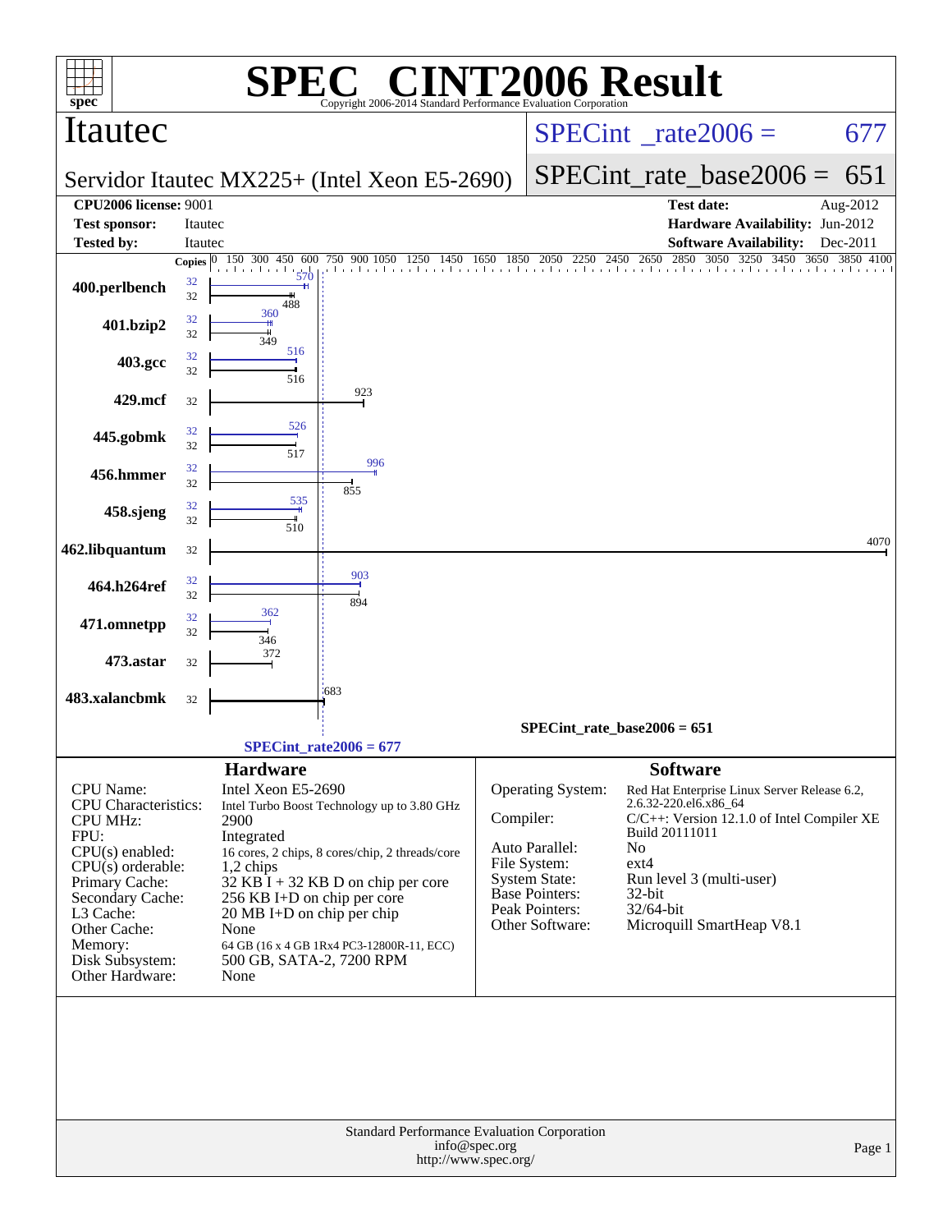# SPEC CINT2006 Result

Copyright 2006-2014 Standard Performance Evaluation Corporation

## Itautec

**Servidor Itautec MX225+ (Intel Xeon E5-2690)**

SPECint_rate2006 = 677

SPECint_rate_base2006 = 651

| | | | |
|---|---|---|---|
| **CPU2006 license:** 9001 | | **Test date:** | Aug-2012 |
| **Test sponsor:** | Itautec | **Hardware Availability:** | Jun-2012 |
| **Tested by:** | Itautec | **Software Availability:** | Dec-2011 |

| Benchmark | Copies (peak) | Copies (base) | Peak | Base |
|---|---|---|---|---|
| 400.perlbench | 32 | 32 | 570 | 488 |
| 401.bzip2 | 32 | 32 | 360 | 349 |
| 403.gcc | 32 | 32 | 516 | 516 |
| 429.mcf | | 32 | | 923 |
| 445.gobmk | 32 | 32 | 526 | 517 |
| 456.hmmer | 32 | 32 | 996 | 855 |
| 458.sjeng | 32 | 32 | 535 | 510 |
| 462.libquantum | | 32 | | 4070 |
| 464.h264ref | 32 | 32 | 903 | 894 |
| 471.omnetpp | 32 | 32 | 362 | 346 |
| 473.astar | | 32 | | 372 |
| 483.xalancbmk | | 32 | | 683 |

SPECint_rate_base2006 = 651

SPECint_rate2006 = 677

### Hardware

| | |
|---|---|
| CPU Name: | Intel Xeon E5-2690 |
| CPU Characteristics: | Intel Turbo Boost Technology up to 3.80 GHz |
| CPU MHz: | 2900 |
| FPU: | Integrated |
| CPU(s) enabled: | 16 cores, 2 chips, 8 cores/chip, 2 threads/core |
| CPU(s) orderable: | 1,2 chips |
| Primary Cache: | 32 KB I + 32 KB D on chip per core |
| Secondary Cache: | 256 KB I+D on chip per core |
| L3 Cache: | 20 MB I+D on chip per chip |
| Other Cache: | None |
| Memory: | 64 GB (16 x 4 GB 1Rx4 PC3-12800R-11, ECC) |
| Disk Subsystem: | 500 GB, SATA-2, 7200 RPM |
| Other Hardware: | None |

### Software

| | |
|---|---|
| Operating System: | Red Hat Enterprise Linux Server Release 6.2, 2.6.32-220.el6.x86_64 |
| Compiler: | C/C++: Version 12.1.0 of Intel Compiler XE Build 20111011 |
| Auto Parallel: | No |
| File System: | ext4 |
| System State: | Run level 3 (multi-user) |
| Base Pointers: | 32-bit |
| Peak Pointers: | 32/64-bit |
| Other Software: | Microquill SmartHeap V8.1 |

Standard Performance Evaluation Corporation
info@spec.org
http://www.spec.org/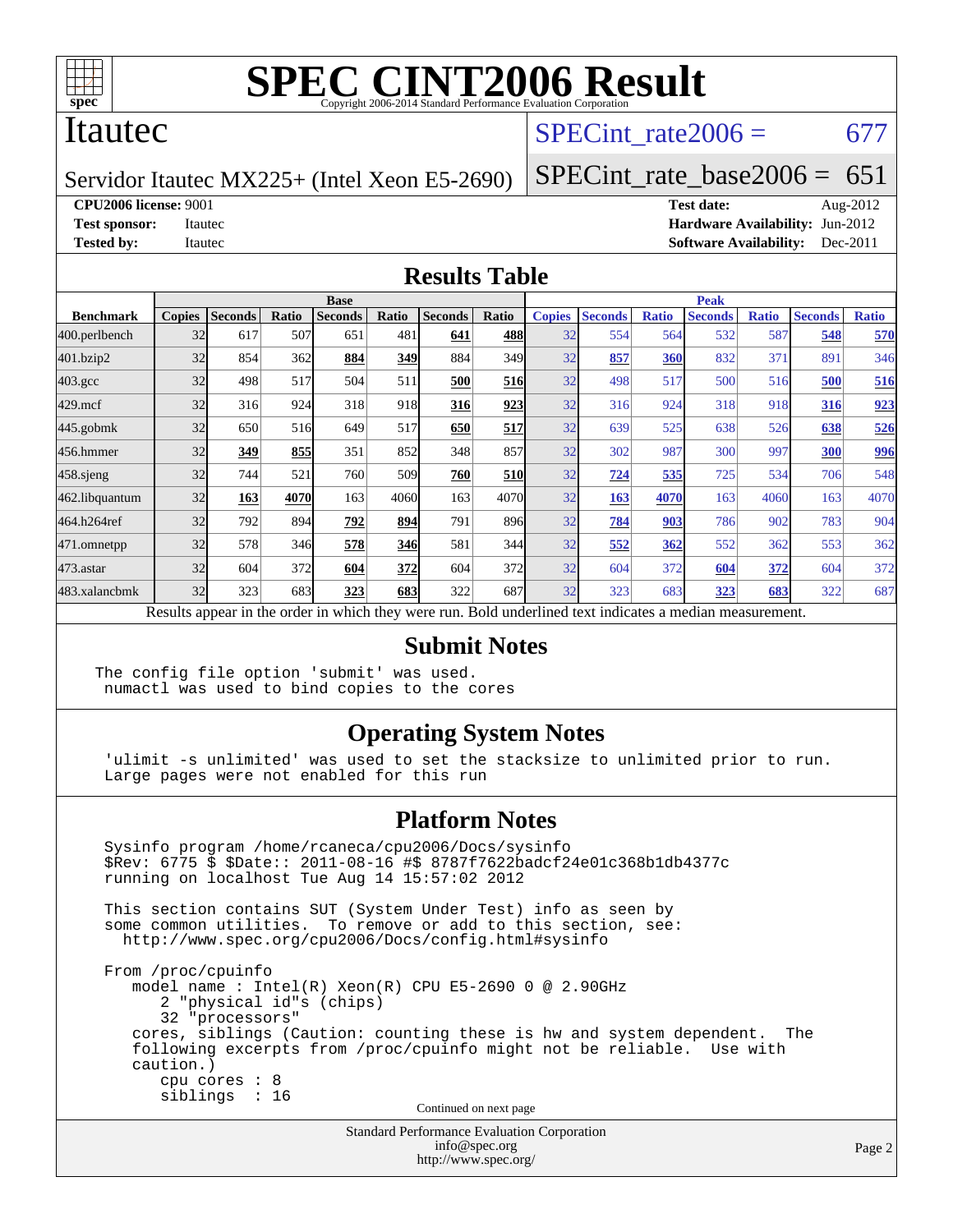# SPEC CINT2006 Result

Copyright 2006-2014 Standard Performance Evaluation Corporation

## Itautec

Servidor Itautec MX225+ (Intel Xeon E5-2690)

SPECint_rate2006 = 677

SPECint_rate_base2006 = 651

**CPU2006 license:** 9001
**Test sponsor:** Itautec
**Tested by:** Itautec

**Test date:** Aug-2012
**Hardware Availability:** Jun-2012
**Software Availability:** Dec-2011

## Results Table

| Benchmark | Base | | | | | | | Peak | | | | | | |
|---|---|---|---|---|---|---|---|---|---|---|---|---|---|---|
| | Copies | Seconds | Ratio | Seconds | Ratio | Seconds | Ratio | Copies | Seconds | Ratio | Seconds | Ratio | Seconds | Ratio |
| 400.perlbench | 32 | 617 | 507 | 651 | 481 | **641** | **488** | 32 | 554 | 564 | 532 | 587 | **548** | **570** |
| 401.bzip2 | 32 | 854 | 362 | **884** | **349** | 884 | 349 | 32 | **857** | **360** | 832 | 371 | 891 | 346 |
| 403.gcc | 32 | 498 | 517 | 504 | 511 | **500** | **516** | 32 | 498 | 517 | 500 | 516 | **500** | **516** |
| 429.mcf | 32 | 316 | 924 | 318 | 918 | **316** | **923** | 32 | 316 | 924 | 318 | 918 | **316** | **923** |
| 445.gobmk | 32 | 650 | 516 | 649 | 517 | **650** | **517** | 32 | 639 | 525 | 638 | 526 | **638** | **526** |
| 456.hmmer | 32 | **349** | **855** | 351 | 852 | 348 | 857 | 32 | 302 | 987 | 300 | 997 | **300** | **996** |
| 458.sjeng | 32 | 744 | 521 | 760 | 509 | **760** | **510** | 32 | **724** | **535** | 725 | 534 | 706 | 548 |
| 462.libquantum | 32 | **163** | **4070** | 163 | 4060 | 163 | 4070 | 32 | **163** | **4070** | 163 | 4060 | 163 | 4070 |
| 464.h264ref | 32 | 792 | 894 | **792** | **894** | 791 | 896 | 32 | **784** | **903** | 786 | 902 | 783 | 904 |
| 471.omnetpp | 32 | 578 | 346 | **578** | **346** | 581 | 344 | 32 | **552** | **362** | 552 | 362 | 553 | 362 |
| 473.astar | 32 | 604 | 372 | **604** | **372** | 604 | 372 | 32 | 604 | 372 | **604** | **372** | 604 | 372 |
| 483.xalancbmk | 32 | 323 | 683 | **323** | **683** | 322 | 687 | 32 | 323 | 683 | **323** | **683** | 322 | 687 |

Results appear in the order in which they were run. Bold underlined text indicates a median measurement.

## Submit Notes

```
The config file option 'submit' was used.
 numactl was used to bind copies to the cores
```

## Operating System Notes

```
'ulimit -s unlimited' was used to set the stacksize to unlimited prior to run.
Large pages were not enabled for this run
```

## Platform Notes

```
Sysinfo program /home/rcaneca/cpu2006/Docs/sysinfo
$Rev: 6775 $ $Date:: 2011-08-16 #$ 8787f7622badcf24e01c368b1db4377c
running on localhost Tue Aug 14 15:57:02 2012

This section contains SUT (System Under Test) info as seen by
some common utilities.  To remove or add to this section, see:
  http://www.spec.org/cpu2006/Docs/config.html#sysinfo

From /proc/cpuinfo
   model name : Intel(R) Xeon(R) CPU E5-2690 0 @ 2.90GHz
      2 "physical id"s (chips)
      32 "processors"
   cores, siblings (Caution: counting these is hw and system dependent.  The
   following excerpts from /proc/cpuinfo might not be reliable.  Use with
   caution.)
      cpu cores : 8
      siblings  : 16
```

Continued on next page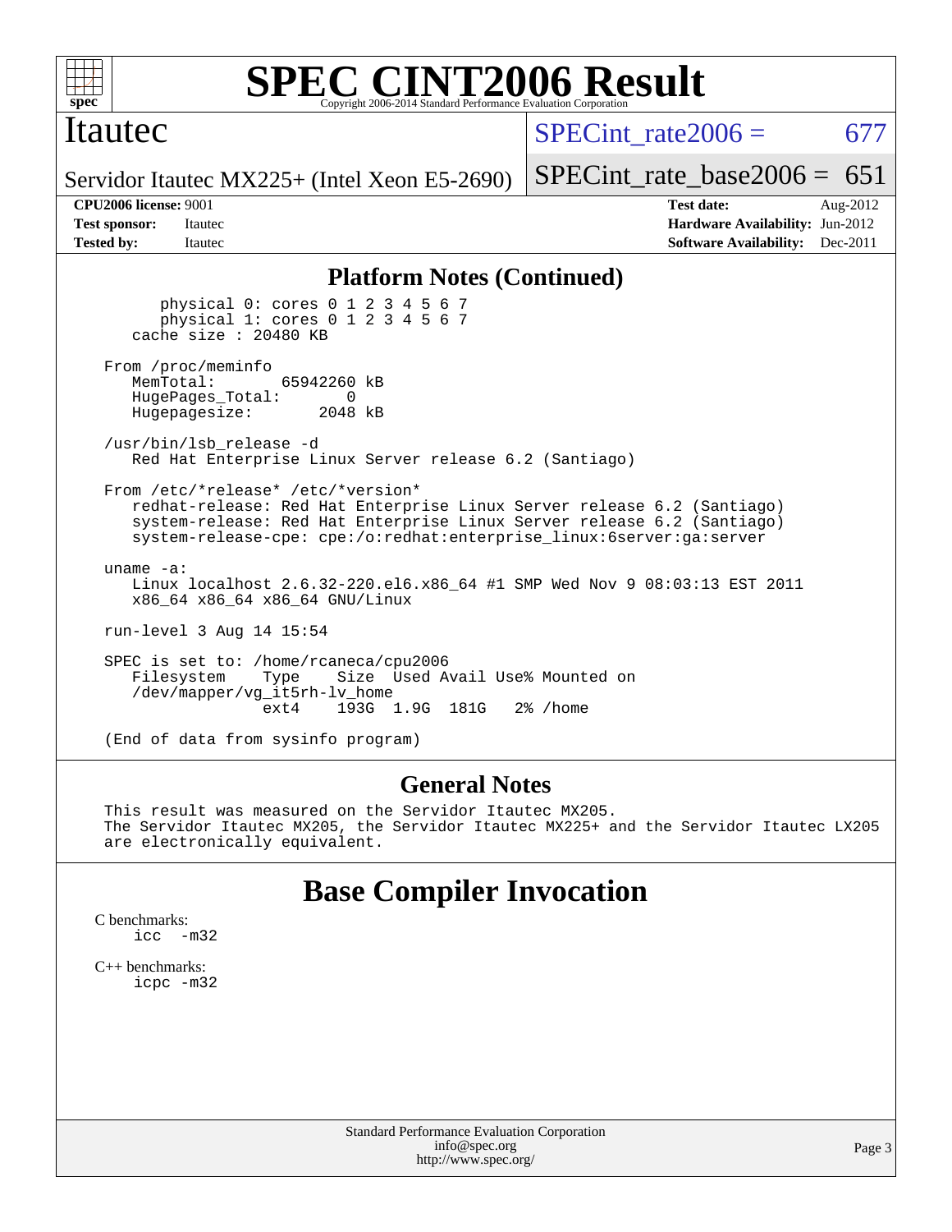# SPEC CINT2006 Result

**Itautec**

Servidor Itautec MX225+ (Intel Xeon E5-2690)

SPECint_rate2006 = 677

SPECint_rate_base2006 = 651

**CPU2006 license:** 9001
**Test sponsor:** Itautec
**Tested by:** Itautec

**Test date:** Aug-2012
**Hardware Availability:** Jun-2012
**Software Availability:** Dec-2011

## Platform Notes (Continued)

```
        physical 0: cores 0 1 2 3 4 5 6 7
        physical 1: cores 0 1 2 3 4 5 6 7
    cache size : 20480 KB

 From /proc/meminfo
    MemTotal:       65942260 kB
    HugePages_Total:       0
    Hugepagesize:       2048 kB

 /usr/bin/lsb_release -d
    Red Hat Enterprise Linux Server release 6.2 (Santiago)

 From /etc/*release* /etc/*version*
    redhat-release: Red Hat Enterprise Linux Server release 6.2 (Santiago)
    system-release: Red Hat Enterprise Linux Server release 6.2 (Santiago)
    system-release-cpe: cpe:/o:redhat:enterprise_linux:6server:ga:server

 uname -a:
    Linux localhost 2.6.32-220.el6.x86_64 #1 SMP Wed Nov 9 08:03:13 EST 2011
    x86_64 x86_64 x86_64 GNU/Linux

 run-level 3 Aug 14 15:54

 SPEC is set to: /home/rcaneca/cpu2006
    Filesystem     Type    Size  Used Avail Use% Mounted on
    /dev/mapper/vg_it5rh-lv_home
                   ext4    193G  1.9G  181G   2% /home

 (End of data from sysinfo program)
```

## General Notes

```
 This result was measured on the Servidor Itautec MX205.
 The Servidor Itautec MX205, the Servidor Itautec MX225+ and the Servidor Itautec LX205
 are electronically equivalent.
```

## Base Compiler Invocation

C benchmarks:
 icc -m32

C++ benchmarks:
 icpc -m32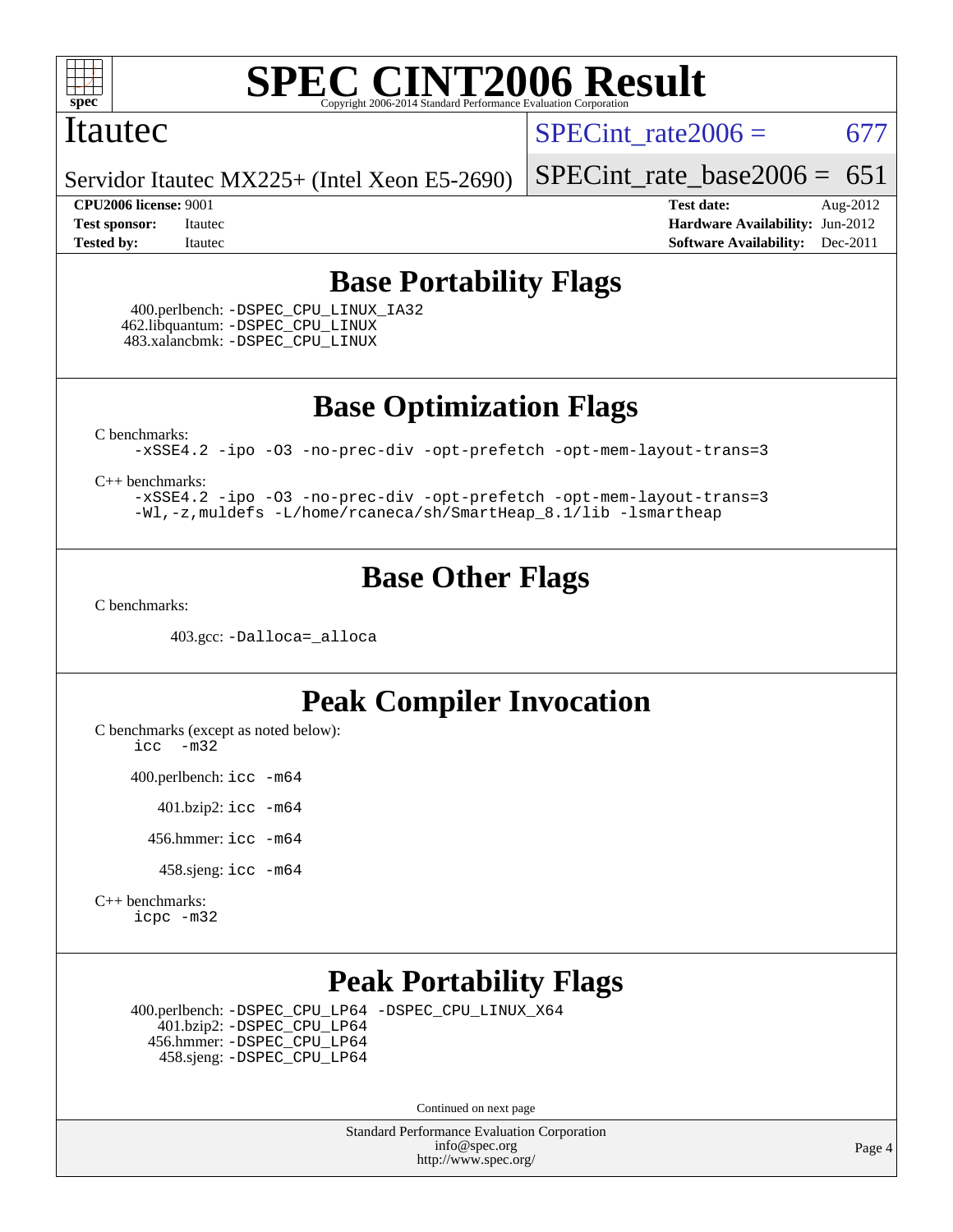# SPEC CINT2006 Result

Copyright 2006-2014 Standard Performance Evaluation Corporation

## Itautec

Servidor Itautec MX225+ (Intel Xeon E5-2690)

SPECint_rate2006 = 677

SPECint_rate_base2006 = 651

| | | | |
|---|---|---|---|
| **CPU2006 license:** 9001 | | **Test date:** | Aug-2012 |
| **Test sponsor:** | Itautec | **Hardware Availability:** | Jun-2012 |
| **Tested by:** | Itautec | **Software Availability:** | Dec-2011 |

## Base Portability Flags

400.perlbench: -DSPEC_CPU_LINUX_IA32
462.libquantum: -DSPEC_CPU_LINUX
483.xalancbmk: -DSPEC_CPU_LINUX

## Base Optimization Flags

C benchmarks:
```
-xSSE4.2 -ipo -O3 -no-prec-div -opt-prefetch -opt-mem-layout-trans=3
```

C++ benchmarks:
```
-xSSE4.2 -ipo -O3 -no-prec-div -opt-prefetch -opt-mem-layout-trans=3
-Wl,-z,muldefs -L/home/rcaneca/sh/SmartHeap_8.1/lib -lsmartheap
```

## Base Other Flags

C benchmarks:

403.gcc: -Dalloca=_alloca

## Peak Compiler Invocation

C benchmarks (except as noted below):
```
icc -m32
```

400.perlbench: icc -m64

401.bzip2: icc -m64

456.hmmer: icc -m64

458.sjeng: icc -m64

C++ benchmarks:
```
icpc -m32
```

## Peak Portability Flags

400.perlbench: -DSPEC_CPU_LP64 -DSPEC_CPU_LINUX_X64
401.bzip2: -DSPEC_CPU_LP64
456.hmmer: -DSPEC_CPU_LP64
458.sjeng: -DSPEC_CPU_LP64

Continued on next page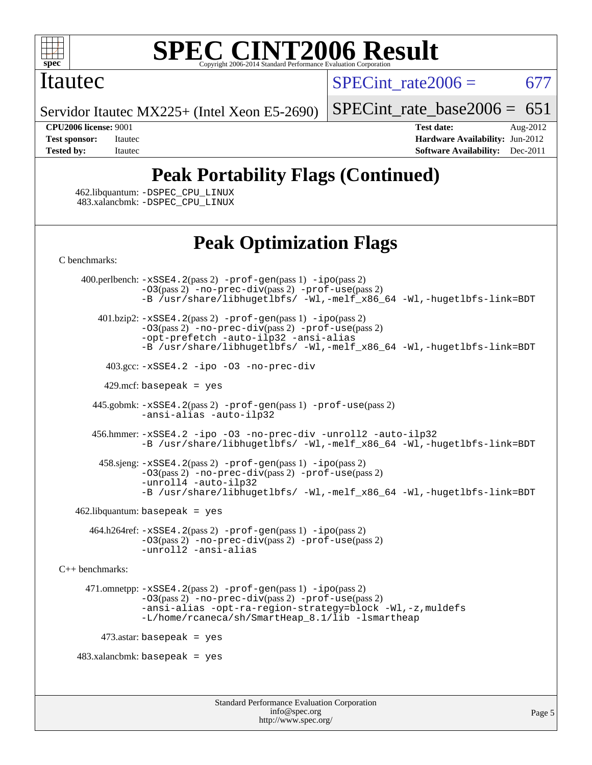# Peak Portability Flags (Continued)

462.libquantum: -DSPEC_CPU_LINUX
483.xalancbmk: -DSPEC_CPU_LINUX

# Peak Optimization Flags

C benchmarks:

400.perlbench: -xSSE4.2(pass 2) -prof-gen(pass 1) -ipo(pass 2) -O3(pass 2) -no-prec-div(pass 2) -prof-use(pass 2) -B /usr/share/libhugetlbfs/ -Wl,-melf_x86_64 -Wl,-hugetlbfs-link=BDT

401.bzip2: -xSSE4.2(pass 2) -prof-gen(pass 1) -ipo(pass 2) -O3(pass 2) -no-prec-div(pass 2) -prof-use(pass 2) -opt-prefetch -auto-ilp32 -ansi-alias -B /usr/share/libhugetlbfs/ -Wl,-melf_x86_64 -Wl,-hugetlbfs-link=BDT

403.gcc: -xSSE4.2 -ipo -O3 -no-prec-div

429.mcf: basepeak = yes

445.gobmk: -xSSE4.2(pass 2) -prof-gen(pass 1) -prof-use(pass 2) -ansi-alias -auto-ilp32

456.hmmer: -xSSE4.2 -ipo -O3 -no-prec-div -unroll2 -auto-ilp32 -B /usr/share/libhugetlbfs/ -Wl,-melf_x86_64 -Wl,-hugetlbfs-link=BDT

458.sjeng: -xSSE4.2(pass 2) -prof-gen(pass 1) -ipo(pass 2) -O3(pass 2) -no-prec-div(pass 2) -prof-use(pass 2) -unroll4 -auto-ilp32 -B /usr/share/libhugetlbfs/ -Wl,-melf_x86_64 -Wl,-hugetlbfs-link=BDT

462.libquantum: basepeak = yes

464.h264ref: -xSSE4.2(pass 2) -prof-gen(pass 1) -ipo(pass 2) -O3(pass 2) -no-prec-div(pass 2) -prof-use(pass 2) -unroll2 -ansi-alias

C++ benchmarks:

471.omnetpp: -xSSE4.2(pass 2) -prof-gen(pass 1) -ipo(pass 2) -O3(pass 2) -no-prec-div(pass 2) -prof-use(pass 2) -ansi-alias -opt-ra-region-strategy=block -Wl,-z,muldefs -L/home/rcaneca/sh/SmartHeap_8.1/lib -lsmartheap

473.astar: basepeak = yes

483.xalancbmk: basepeak = yes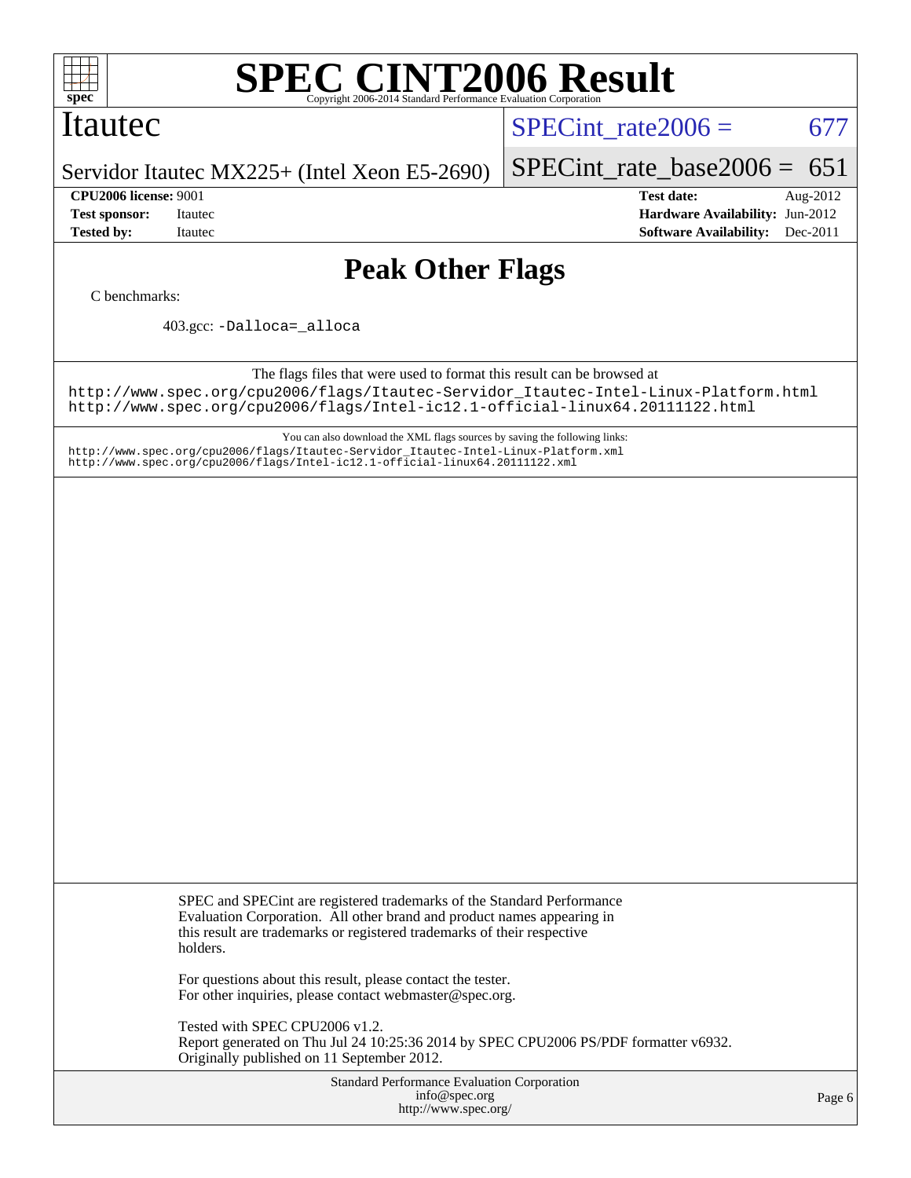## Peak Other Flags

C benchmarks:

403.gcc: -Dalloca=_alloca

The flags files that were used to format this result can be browsed at
http://www.spec.org/cpu2006/flags/Itautec-Servidor_Itautec-Intel-Linux-Platform.html
http://www.spec.org/cpu2006/flags/Intel-ic12.1-official-linux64.20111122.html

You can also download the XML flags sources by saving the following links:
http://www.spec.org/cpu2006/flags/Itautec-Servidor_Itautec-Intel-Linux-Platform.xml
http://www.spec.org/cpu2006/flags/Intel-ic12.1-official-linux64.20111122.xml

SPEC and SPECint are registered trademarks of the Standard Performance Evaluation Corporation. All other brand and product names appearing in this result are trademarks or registered trademarks of their respective holders.

For questions about this result, please contact the tester.
For other inquiries, please contact webmaster@spec.org.

Tested with SPEC CPU2006 v1.2.
Report generated on Thu Jul 24 10:25:36 2014 by SPEC CPU2006 PS/PDF formatter v6932.
Originally published on 11 September 2012.